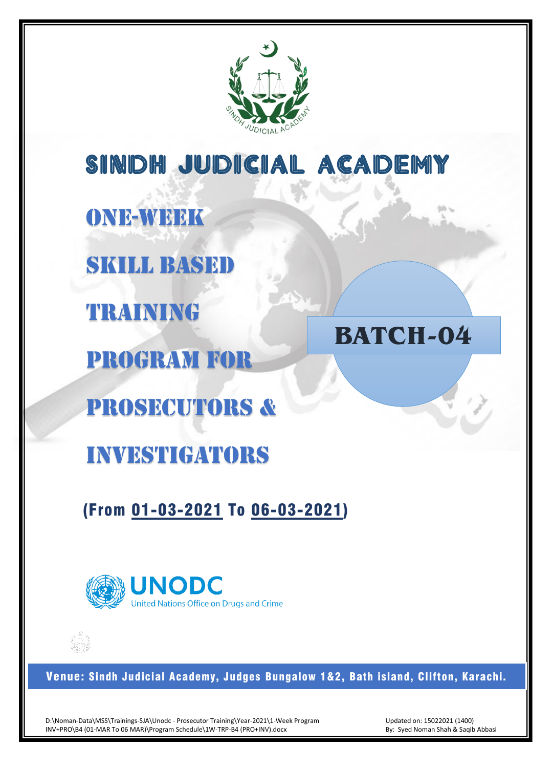# SINDH JUDICIAL ACADEMY

## ONE-WEEK SKILL BASED TRAINING PROGRAM FOR PROSECUTORS & INVESTIGATORS

## BATCH-04

**(From 01-03-2021 To 06-03-2021)**

UNODC

United Nations Office on Drugs and Crime

**Venue: Sindh Judicial Academy, Judges Bungalow 1&2, Bath island, Clifton, Karachi.**

D:\Noman-Data\MSS\Trainings-SJA\Unodc - Prosecutor Training\Year-2021\1-Week Program INV+PRO\B4 (01-MAR To 06 MAR)\Program Schedule\1W-TRP-B4 (PRO+INV).docx

Updated on: 15022021 (1400)
By: Syed Noman Shah & Saqib Abbasi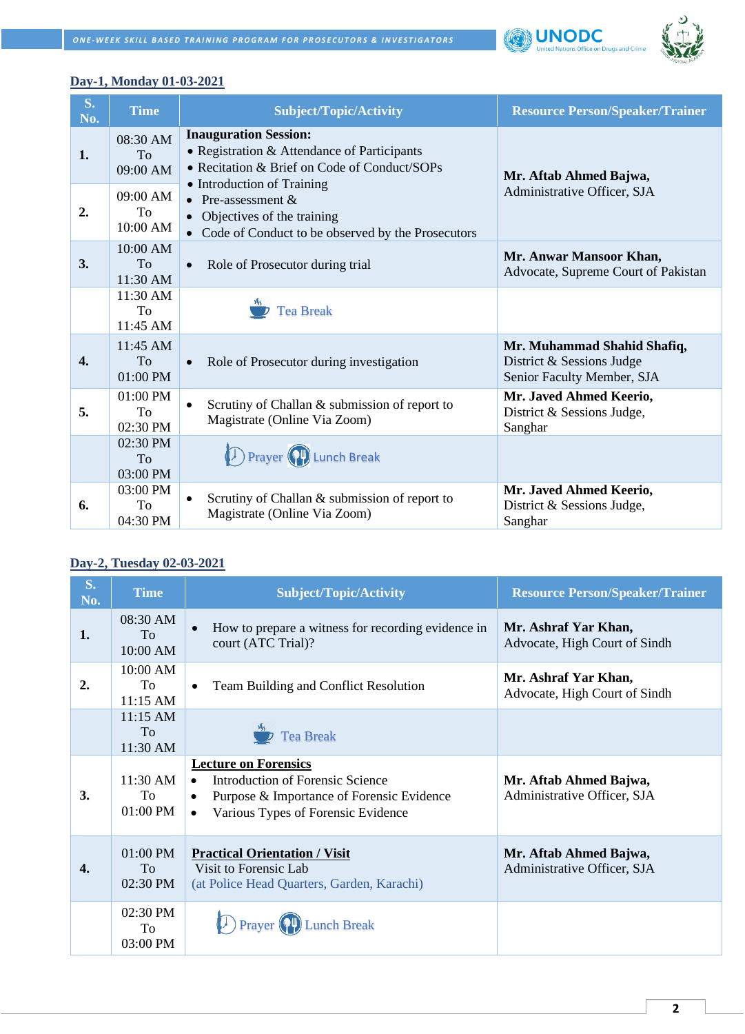## Day-1, Monday 01-03-2021

| S. No. | Time | Subject/Topic/Activity | Resource Person/Speaker/Trainer |
|---|---|---|---|
| 1. | 08:30 AM To 09:00 AM | **Inauguration Session:** • Registration & Attendance of Participants • Recitation & Brief on Code of Conduct/SOPs • Introduction of Training | **Mr. Aftab Ahmed Bajwa,** Administrative Officer, SJA |
| 2. | 09:00 AM To 10:00 AM | • Pre-assessment & • Objectives of the training • Code of Conduct to be observed by the Prosecutors | |
| 3. | 10:00 AM To 11:30 AM | • Role of Prosecutor during trial | **Mr. Anwar Mansoor Khan,** Advocate, Supreme Court of Pakistan |
| | 11:30 AM To 11:45 AM | Tea Break | |
| 4. | 11:45 AM To 01:00 PM | • Role of Prosecutor during investigation | **Mr. Muhammad Shahid Shafiq,** District & Sessions Judge Senior Faculty Member, SJA |
| 5. | 01:00 PM To 02:30 PM | • Scrutiny of Challan & submission of report to Magistrate (Online Via Zoom) | **Mr. Javed Ahmed Keerio,** District & Sessions Judge, Sanghar |
| | 02:30 PM To 03:00 PM | Prayer Lunch Break | |
| 6. | 03:00 PM To 04:30 PM | • Scrutiny of Challan & submission of report to Magistrate (Online Via Zoom) | **Mr. Javed Ahmed Keerio,** District & Sessions Judge, Sanghar |

## Day-2, Tuesday 02-03-2021

| S. No. | Time | Subject/Topic/Activity | Resource Person/Speaker/Trainer |
|---|---|---|---|
| 1. | 08:30 AM To 10:00 AM | • How to prepare a witness for recording evidence in court (ATC Trial)? | **Mr. Ashraf Yar Khan,** Advocate, High Court of Sindh |
| 2. | 10:00 AM To 11:15 AM | • Team Building and Conflict Resolution | **Mr. Ashraf Yar Khan,** Advocate, High Court of Sindh |
| | 11:15 AM To 11:30 AM | Tea Break | |
| 3. | 11:30 AM To 01:00 PM | **Lecture on Forensics** • Introduction of Forensic Science • Purpose & Importance of Forensic Evidence • Various Types of Forensic Evidence | **Mr. Aftab Ahmed Bajwa,** Administrative Officer, SJA |
| 4. | 01:00 PM To 02:30 PM | **Practical Orientation / Visit** Visit to Forensic Lab (at Police Head Quarters, Garden, Karachi) | **Mr. Aftab Ahmed Bajwa,** Administrative Officer, SJA |
| | 02:30 PM To 03:00 PM | Prayer Lunch Break | |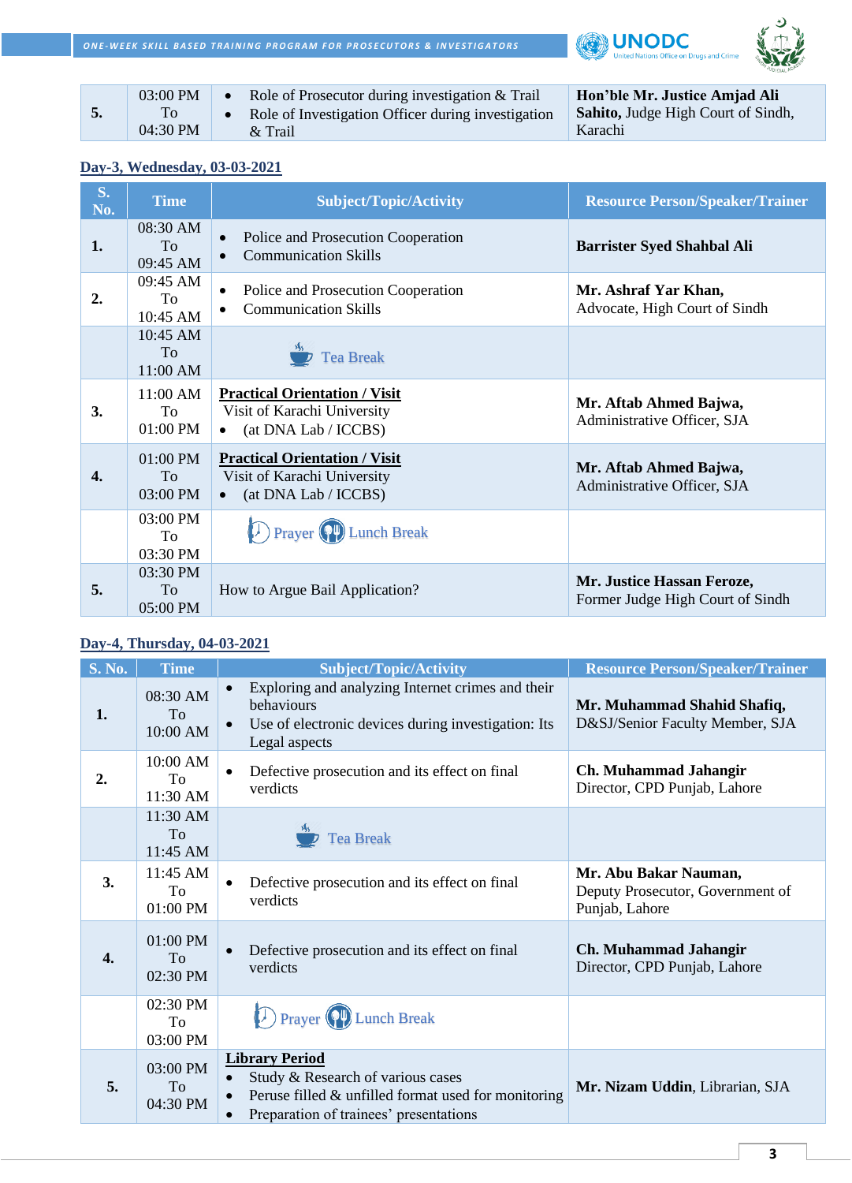| 5. | 03:00 PM To 04:30 PM | • Role of Prosecutor during investigation & Trail<br>• Role of Investigation Officer during investigation & Trail | **Hon'ble Mr. Justice Amjad Ali Sahito,** Judge High Court of Sindh, Karachi |
|---|---|---|---|

## Day-3, Wednesday, 03-03-2021

| S. No. | Time | Subject/Topic/Activity | Resource Person/Speaker/Trainer |
|---|---|---|---|
| 1. | 08:30 AM To 09:45 AM | • Police and Prosecution Cooperation<br>• Communication Skills | **Barrister Syed Shahbal Ali** |
| 2. | 09:45 AM To 10:45 AM | • Police and Prosecution Cooperation<br>• Communication Skills | **Mr. Ashraf Yar Khan,** Advocate, High Court of Sindh |
| | 10:45 AM To 11:00 AM | Tea Break | |
| 3. | 11:00 AM To 01:00 PM | **Practical Orientation / Visit**<br>Visit of Karachi University<br>• (at DNA Lab / ICCBS) | **Mr. Aftab Ahmed Bajwa,** Administrative Officer, SJA |
| 4. | 01:00 PM To 03:00 PM | **Practical Orientation / Visit**<br>Visit of Karachi University<br>• (at DNA Lab / ICCBS) | **Mr. Aftab Ahmed Bajwa,** Administrative Officer, SJA |
| | 03:00 PM To 03:30 PM | Prayer Lunch Break | |
| 5. | 03:30 PM To 05:00 PM | How to Argue Bail Application? | **Mr. Justice Hassan Feroze,** Former Judge High Court of Sindh |

## Day-4, Thursday, 04-03-2021

| S. No. | Time | Subject/Topic/Activity | Resource Person/Speaker/Trainer |
|---|---|---|---|
| 1. | 08:30 AM To 10:00 AM | • Exploring and analyzing Internet crimes and their behaviours<br>• Use of electronic devices during investigation: Its Legal aspects | **Mr. Muhammad Shahid Shafiq,** D&SJ/Senior Faculty Member, SJA |
| 2. | 10:00 AM To 11:30 AM | • Defective prosecution and its effect on final verdicts | **Ch. Muhammad Jahangir** Director, CPD Punjab, Lahore |
| | 11:30 AM To 11:45 AM | Tea Break | |
| 3. | 11:45 AM To 01:00 PM | • Defective prosecution and its effect on final verdicts | **Mr. Abu Bakar Nauman,** Deputy Prosecutor, Government of Punjab, Lahore |
| 4. | 01:00 PM To 02:30 PM | • Defective prosecution and its effect on final verdicts | **Ch. Muhammad Jahangir** Director, CPD Punjab, Lahore |
| | 02:30 PM To 03:00 PM | Prayer Lunch Break | |
| 5. | 03:00 PM To 04:30 PM | **Library Period**<br>• Study & Research of various cases<br>• Peruse filled & unfilled format used for monitoring<br>• Preparation of trainees' presentations | **Mr. Nizam Uddin**, Librarian, SJA |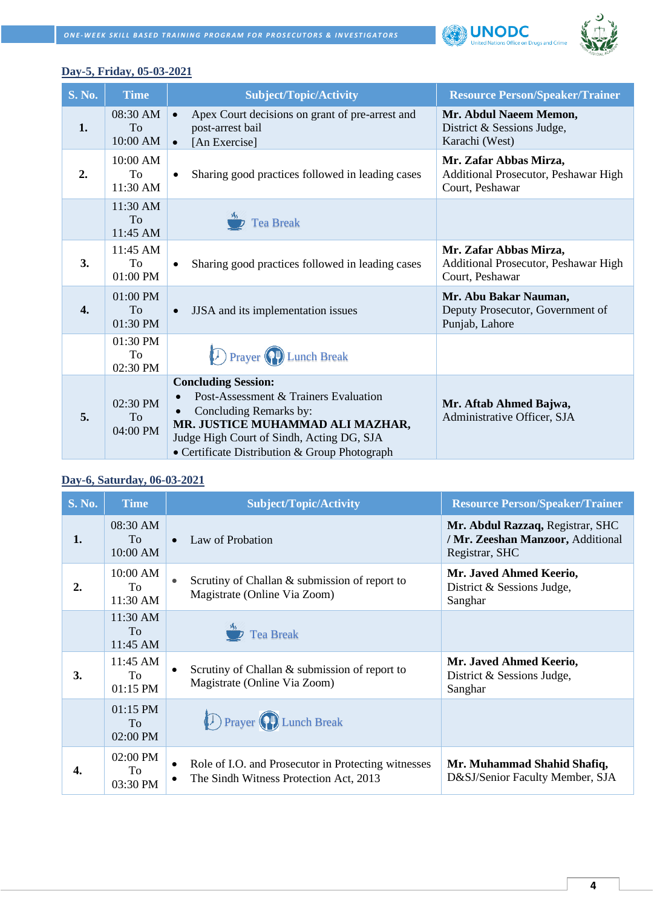## Day-5, Friday, 05-03-2021

| S. No. | Time | Subject/Topic/Activity | Resource Person/Speaker/Trainer |
|---|---|---|---|
| **1.** | 08:30 AM To 10:00 AM | • Apex Court decisions on grant of pre-arrest and post-arrest bail<br>• [An Exercise] | **Mr. Abdul Naeem Memon,** District & Sessions Judge, Karachi (West) |
| **2.** | 10:00 AM To 11:30 AM | • Sharing good practices followed in leading cases | **Mr. Zafar Abbas Mirza,** Additional Prosecutor, Peshawar High Court, Peshawar |
| | 11:30 AM To 11:45 AM | Tea Break | |
| **3.** | 11:45 AM To 01:00 PM | • Sharing good practices followed in leading cases | **Mr. Zafar Abbas Mirza,** Additional Prosecutor, Peshawar High Court, Peshawar |
| **4.** | 01:00 PM To 01:30 PM | • JJSA and its implementation issues | **Mr. Abu Bakar Nauman,** Deputy Prosecutor, Government of Punjab, Lahore |
| | 01:30 PM To 02:30 PM | Prayer Lunch Break | |
| **5.** | 02:30 PM To 04:00 PM | **Concluding Session:**<br>• Post-Assessment & Trainers Evaluation<br>• Concluding Remarks by:<br>**MR. JUSTICE MUHAMMAD ALI MAZHAR,** Judge High Court of Sindh, Acting DG, SJA<br>• Certificate Distribution & Group Photograph | **Mr. Aftab Ahmed Bajwa,** Administrative Officer, SJA |

## Day-6, Saturday, 06-03-2021

| S. No. | Time | Subject/Topic/Activity | Resource Person/Speaker/Trainer |
|---|---|---|---|
| **1.** | 08:30 AM To 10:00 AM | • Law of Probation | **Mr. Abdul Razzaq,** Registrar, SHC / **Mr. Zeeshan Manzoor,** Additional Registrar, SHC |
| **2.** | 10:00 AM To 11:30 AM | • Scrutiny of Challan & submission of report to Magistrate (Online Via Zoom) | **Mr. Javed Ahmed Keerio,** District & Sessions Judge, Sanghar |
| | 11:30 AM To 11:45 AM | Tea Break | |
| **3.** | 11:45 AM To 01:15 PM | • Scrutiny of Challan & submission of report to Magistrate (Online Via Zoom) | **Mr. Javed Ahmed Keerio,** District & Sessions Judge, Sanghar |
| | 01:15 PM To 02:00 PM | Prayer Lunch Break | |
| **4.** | 02:00 PM To 03:30 PM | • Role of I.O. and Prosecutor in Protecting witnesses<br>• The Sindh Witness Protection Act, 2013 | **Mr. Muhammad Shahid Shafiq,** D&SJ/Senior Faculty Member, SJA |